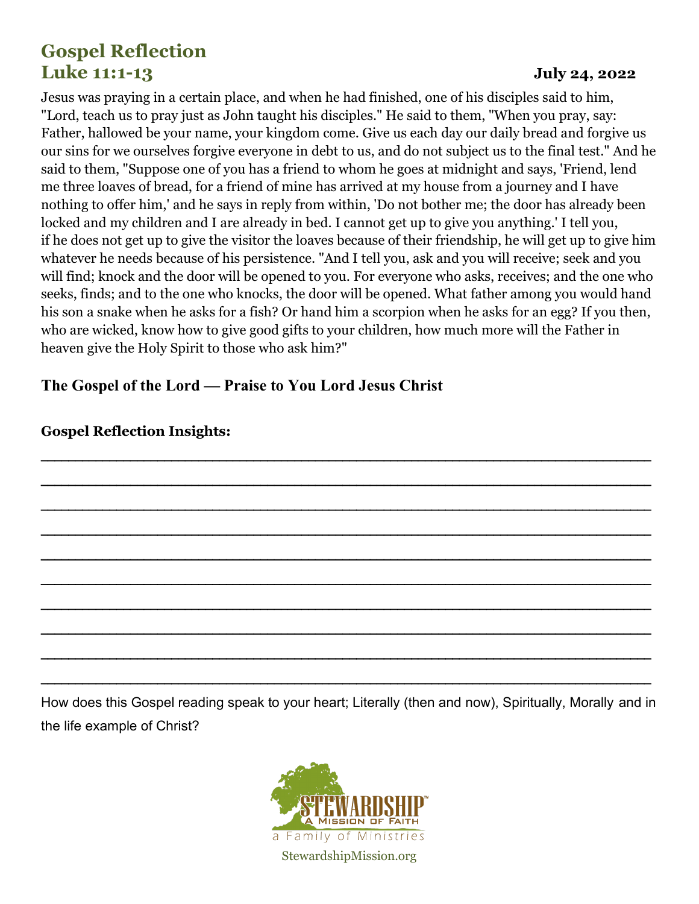# Gospel Reflection
## Luke 11:1-13

**July 24, 2022**

Jesus was praying in a certain place, and when he had finished, one of his disciples said to him, "Lord, teach us to pray just as John taught his disciples." He said to them, "When you pray, say: Father, hallowed be your name, your kingdom come. Give us each day our daily bread and forgive us our sins for we ourselves forgive everyone in debt to us, and do not subject us to the final test." And he said to them, "Suppose one of you has a friend to whom he goes at midnight and says, 'Friend, lend me three loaves of bread, for a friend of mine has arrived at my house from a journey and I have nothing to offer him,' and he says in reply from within, 'Do not bother me; the door has already been locked and my children and I are already in bed. I cannot get up to give you anything.' I tell you, if he does not get up to give the visitor the loaves because of their friendship, he will get up to give him whatever he needs because of his persistence. "And I tell you, ask and you will receive; seek and you will find; knock and the door will be opened to you. For everyone who asks, receives; and the one who seeks, finds; and to the one who knocks, the door will be opened. What father among you would hand his son a snake when he asks for a fish? Or hand him a scorpion when he asks for an egg? If you then, who are wicked, know how to give good gifts to your children, how much more will the Father in heaven give the Holy Spirit to those who ask him?"

**The Gospel of the Lord — Praise to You Lord Jesus Christ**

**Gospel Reflection Insights:**

_______________________________________________________________________

_______________________________________________________________________

_______________________________________________________________________

_______________________________________________________________________

_______________________________________________________________________

_______________________________________________________________________

_______________________________________________________________________

_______________________________________________________________________

_______________________________________________________________________

_______________________________________________________________________

How does this Gospel reading speak to your heart; Literally (then and now), Spiritually, Morally and in the life example of Christ?

STEWARDSHIP™
A Mission of Faith
a Family of Ministries
StewardshipMission.org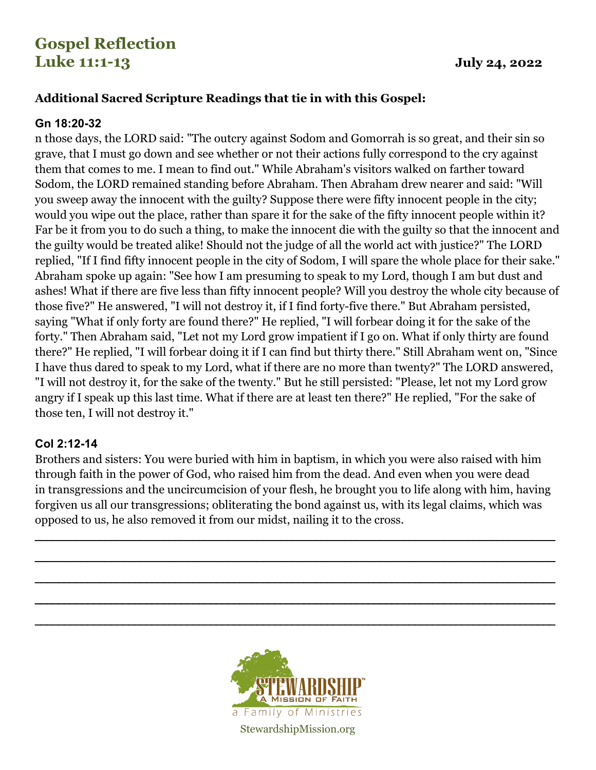# Gospel Reflection
## Luke 11:1-13

**July 24, 2022**

**Additional Sacred Scripture Readings that tie in with this Gospel:**

**Gn 18:20-32**

n those days, the LORD said: "The outcry against Sodom and Gomorrah is so great, and their sin so grave, that I must go down and see whether or not their actions fully correspond to the cry against them that comes to me. I mean to find out." While Abraham's visitors walked on farther toward Sodom, the LORD remained standing before Abraham. Then Abraham drew nearer and said: "Will you sweep away the innocent with the guilty? Suppose there were fifty innocent people in the city; would you wipe out the place, rather than spare it for the sake of the fifty innocent people within it? Far be it from you to do such a thing, to make the innocent die with the guilty so that the innocent and the guilty would be treated alike! Should not the judge of all the world act with justice?" The LORD replied, "If I find fifty innocent people in the city of Sodom, I will spare the whole place for their sake." Abraham spoke up again: "See how I am presuming to speak to my Lord, though I am but dust and ashes! What if there are five less than fifty innocent people? Will you destroy the whole city because of those five?" He answered, "I will not destroy it, if I find forty-five there." But Abraham persisted, saying "What if only forty are found there?" He replied, "I will forbear doing it for the sake of the forty." Then Abraham said, "Let not my Lord grow impatient if I go on. What if only thirty are found there?" He replied, "I will forbear doing it if I can find but thirty there." Still Abraham went on, "Since I have thus dared to speak to my Lord, what if there are no more than twenty?" The LORD answered, "I will not destroy it, for the sake of the twenty." But he still persisted: "Please, let not my Lord grow angry if I speak up this last time. What if there are at least ten there?" He replied, "For the sake of those ten, I will not destroy it."

**Col 2:12-14**

Brothers and sisters: You were buried with him in baptism, in which you were also raised with him through faith in the power of God, who raised him from the dead. And even when you were dead in transgressions and the uncircumcision of your flesh, he brought you to life along with him, having forgiven us all our transgressions; obliterating the bond against us, with its legal claims, which was opposed to us, he also removed it from our midst, nailing it to the cross.

\_\_\_\_\_\_\_\_\_\_\_\_\_\_\_\_\_\_\_\_\_\_\_\_\_\_\_\_\_\_\_\_\_\_\_\_\_\_\_\_\_\_\_\_\_\_\_\_\_\_\_\_\_\_\_\_\_\_\_\_\_\_\_\_\_\_\_\_

\_\_\_\_\_\_\_\_\_\_\_\_\_\_\_\_\_\_\_\_\_\_\_\_\_\_\_\_\_\_\_\_\_\_\_\_\_\_\_\_\_\_\_\_\_\_\_\_\_\_\_\_\_\_\_\_\_\_\_\_\_\_\_\_\_\_\_\_

\_\_\_\_\_\_\_\_\_\_\_\_\_\_\_\_\_\_\_\_\_\_\_\_\_\_\_\_\_\_\_\_\_\_\_\_\_\_\_\_\_\_\_\_\_\_\_\_\_\_\_\_\_\_\_\_\_\_\_\_\_\_\_\_\_\_\_\_

\_\_\_\_\_\_\_\_\_\_\_\_\_\_\_\_\_\_\_\_\_\_\_\_\_\_\_\_\_\_\_\_\_\_\_\_\_\_\_\_\_\_\_\_\_\_\_\_\_\_\_\_\_\_\_\_\_\_\_\_\_\_\_\_\_\_\_\_

\_\_\_\_\_\_\_\_\_\_\_\_\_\_\_\_\_\_\_\_\_\_\_\_\_\_\_\_\_\_\_\_\_\_\_\_\_\_\_\_\_\_\_\_\_\_\_\_\_\_\_\_\_\_\_\_\_\_\_\_\_\_\_\_\_\_\_\_

STEWARDSHIP™
A Mission of Faith
a Family of Ministries

StewardshipMission.org